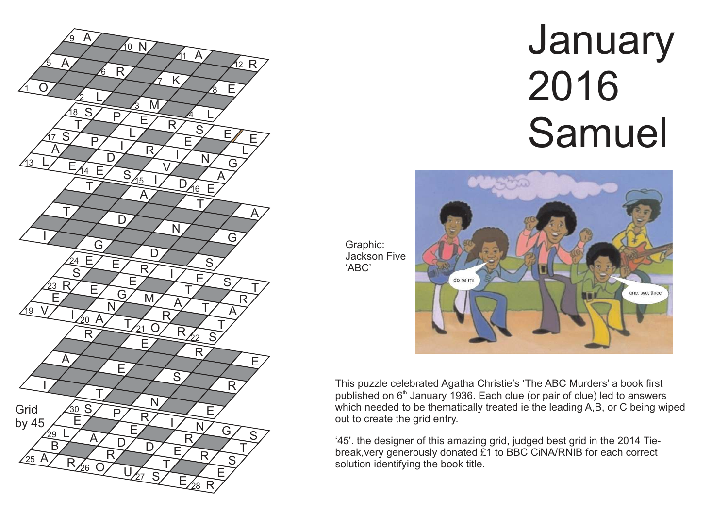# January 2016 Samuel

Grid by 45

Graphic: Jackson Five 'ABC'

This puzzle celebrated Agatha Christie's 'The ABC Murders' a book first published on 6th January 1936. Each clue (or pair of clue) led to answers which needed to be thematically treated ie the leading A,B, or C being wiped out to create the grid entry.

'45'. the designer of this amazing grid, judged best grid in the 2014 Tie-break,very generously donated £1 to BBC CiNA/RNIB for each correct solution identifying the book title.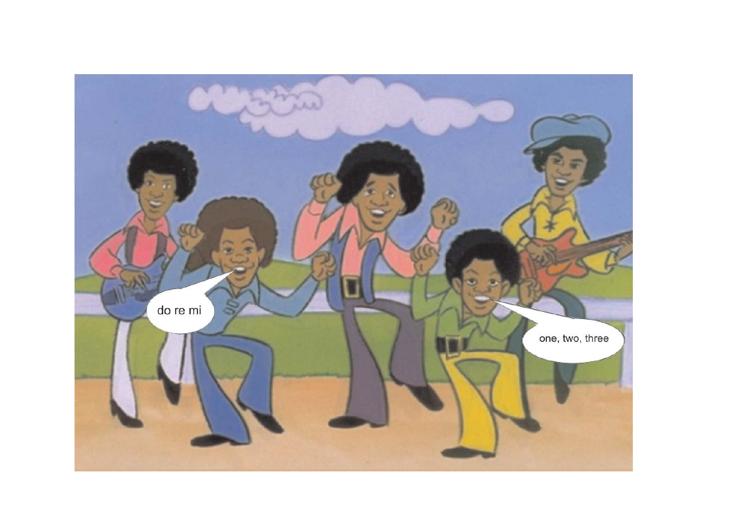do re mi

one, two, three